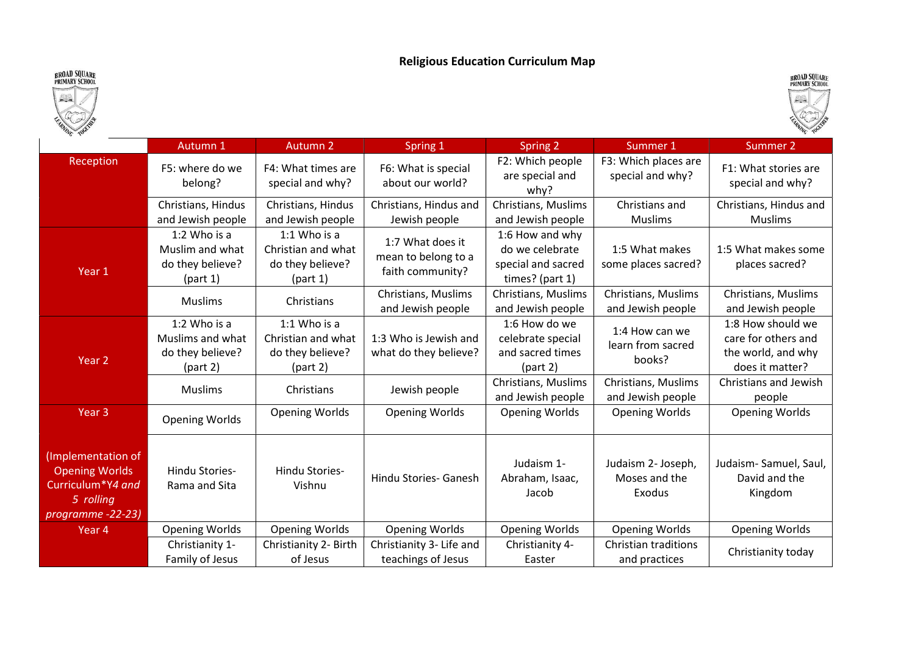# Religious Education Curriculum Map

| | Autumn 1 | Autumn 2 | Spring 1 | Spring 2 | Summer 1 | Summer 2 |
|---|---|---|---|---|---|---|
| Reception | F5: where do we belong? | F4: What times are special and why? | F6: What is special about our world? | F2: Which people are special and why? | F3: Which places are special and why? | F1: What stories are special and why? |
| | Christians, Hindus and Jewish people | Christians, Hindus and Jewish people | Christians, Hindus and Jewish people | Christians, Muslims and Jewish people | Christians and Muslims | Christians, Hindus and Muslims |
| Year 1 | 1:2 Who is a Muslim and what do they believe? (part 1) | 1:1 Who is a Christian and what do they believe? (part 1) | 1:7 What does it mean to belong to a faith community? | 1:6 How and why do we celebrate special and sacred times? (part 1) | 1:5 What makes some places sacred? | 1:5 What makes some places sacred? |
| | Muslims | Christians | Christians, Muslims and Jewish people | Christians, Muslims and Jewish people | Christians, Muslims and Jewish people | Christians, Muslims and Jewish people |
| Year 2 | 1:2 Who is a Muslims and what do they believe? (part 2) | 1:1 Who is a Christian and what do they believe? (part 2) | 1:3 Who is Jewish and what do they believe? | 1:6 How do we celebrate special and sacred times (part 2) | 1:4 How can we learn from sacred books? | 1:8 How should we care for others and the world, and why does it matter? |
| | Muslims | Christians | Jewish people | Christians, Muslims and Jewish people | Christians, Muslims and Jewish people | Christians and Jewish people |
| Year 3 | Opening Worlds | Opening Worlds | Opening Worlds | Opening Worlds | Opening Worlds | Opening Worlds |
| (Implementation of Opening Worlds Curriculum**Y4 and 5 rolling programme -22-23)* | Hindu Stories- Rama and Sita | Hindu Stories- Vishnu | Hindu Stories- Ganesh | Judaism 1- Abraham, Isaac, Jacob | Judaism 2- Joseph, Moses and the Exodus | Judaism- Samuel, Saul, David and the Kingdom |
| Year 4 | Opening Worlds | Opening Worlds | Opening Worlds | Opening Worlds | Opening Worlds | Opening Worlds |
| | Christianity 1- Family of Jesus | Christianity 2- Birth of Jesus | Christianity 3- Life and teachings of Jesus | Christianity 4- Easter | Christian traditions and practices | Christianity today |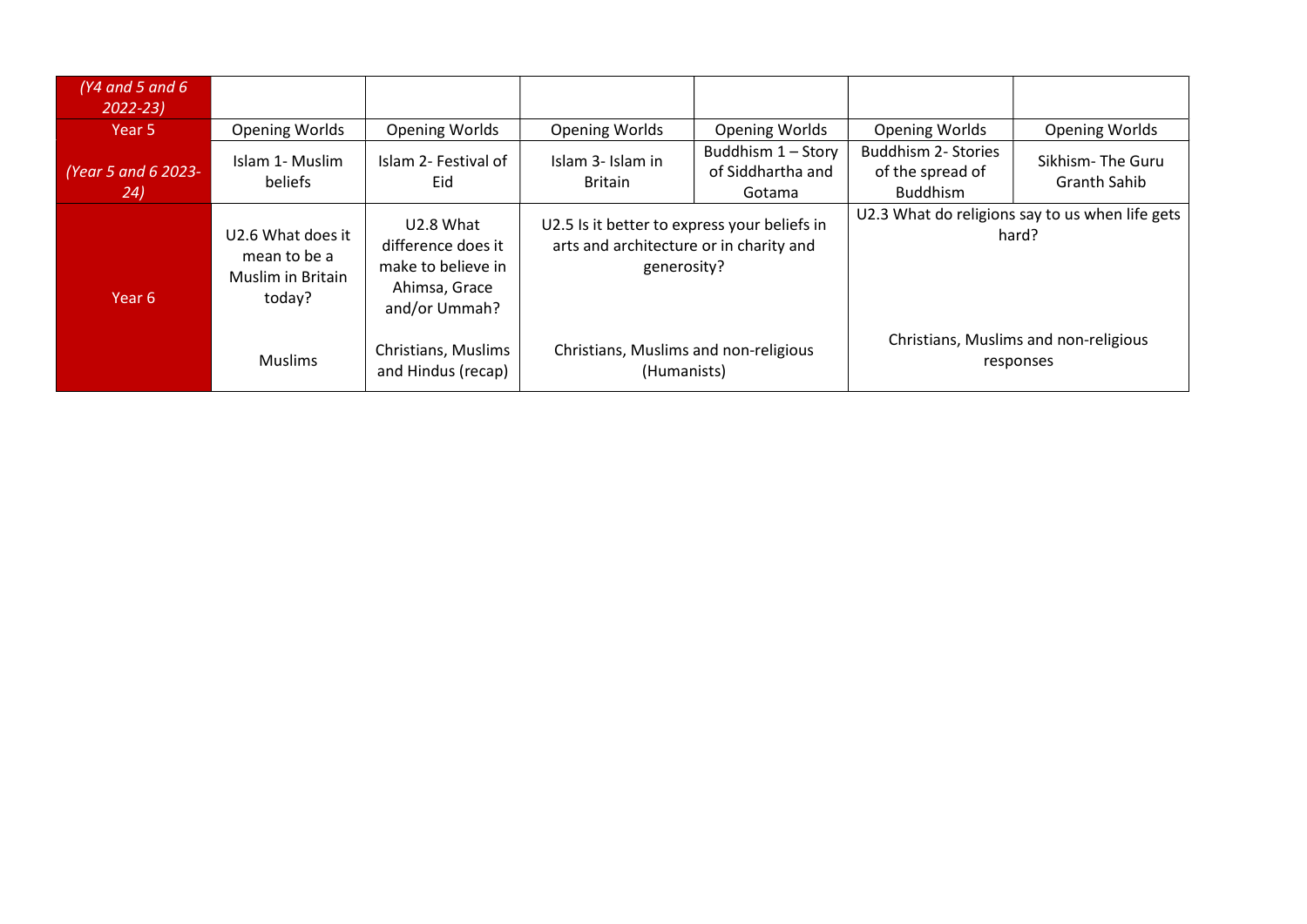| | | | | | | |
|---|---|---|---|---|---|---|
| *(Y4 and 5 and 6 2022-23)* | | | | | | |
| Year 5 | Opening Worlds | Opening Worlds | Opening Worlds | Opening Worlds | Opening Worlds | Opening Worlds |
| *(Year 5 and 6 2023-24)* | Islam 1- Muslim beliefs | Islam 2- Festival of Eid | Islam 3- Islam in Britain | Buddhism 1 – Story of Siddhartha and Gotama | Buddhism 2- Stories of the spread of Buddhism | Sikhism- The Guru Granth Sahib |
| Year 6 | U2.6 What does it mean to be a Muslim in Britain today?<br><br>Muslims | U2.8 What difference does it make to believe in Ahimsa, Grace and/or Ummah?<br><br>Christians, Muslims and Hindus (recap) | U2.5 Is it better to express your beliefs in arts and architecture or in charity and generosity?<br><br>Christians, Muslims and non-religious (Humanists) | | U2.3 What do religions say to us when life gets hard?<br><br>Christians, Muslims and non-religious responses | |